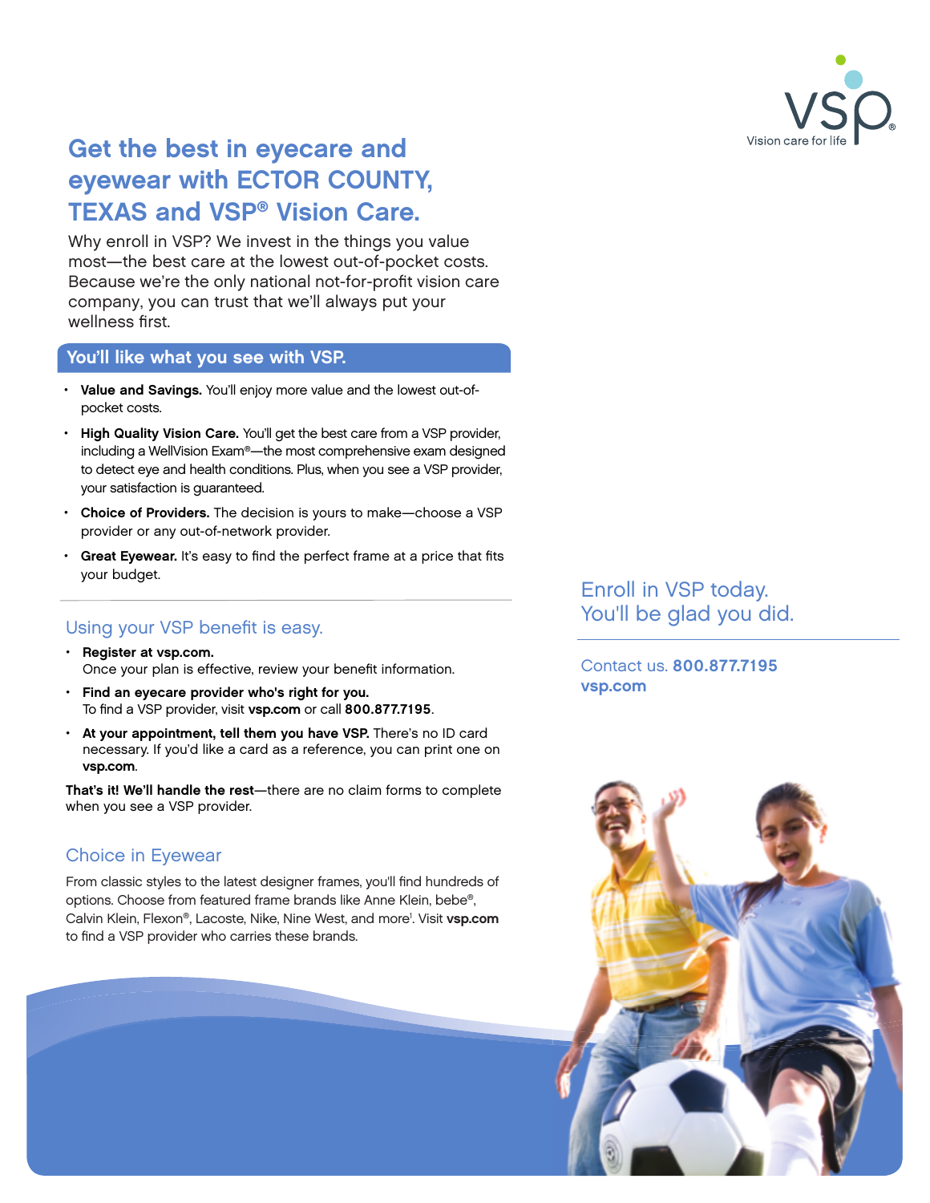VSP Vision care for life

# Get the best in eyecare and eyewear with ECTOR COUNTY, TEXAS and VSP® Vision Care.

Why enroll in VSP? We invest in the things you value most—the best care at the lowest out-of-pocket costs. Because we're the only national not-for-profit vision care company, you can trust that we'll always put your wellness first.

## You'll like what you see with VSP.

- **Value and Savings.** You'll enjoy more value and the lowest out-of-pocket costs.
- **High Quality Vision Care.** You'll get the best care from a VSP provider, including a WellVision Exam®—the most comprehensive exam designed to detect eye and health conditions. Plus, when you see a VSP provider, your satisfaction is guaranteed.
- **Choice of Providers.** The decision is yours to make—choose a VSP provider or any out-of-network provider.
- **Great Eyewear.** It's easy to find the perfect frame at a price that fits your budget.

## Using your VSP benefit is easy.

- **Register at vsp.com.**
  Once your plan is effective, review your benefit information.
- **Find an eyecare provider who's right for you.**
  To find a VSP provider, visit **vsp.com** or call **800.877.7195**.
- **At your appointment, tell them you have VSP.** There's no ID card necessary. If you'd like a card as a reference, you can print one on **vsp.com**.

**That's it! We'll handle the rest**—there are no claim forms to complete when you see a VSP provider.

## Choice in Eyewear

From classic styles to the latest designer frames, you'll find hundreds of options. Choose from featured frame brands like Anne Klein, bebe®, Calvin Klein, Flexon®, Lacoste, Nike, Nine West, and more[1]. Visit **vsp.com** to find a VSP provider who carries these brands.

## Enroll in VSP today. You'll be glad you did.

Contact us. **800.877.7195**
**vsp.com**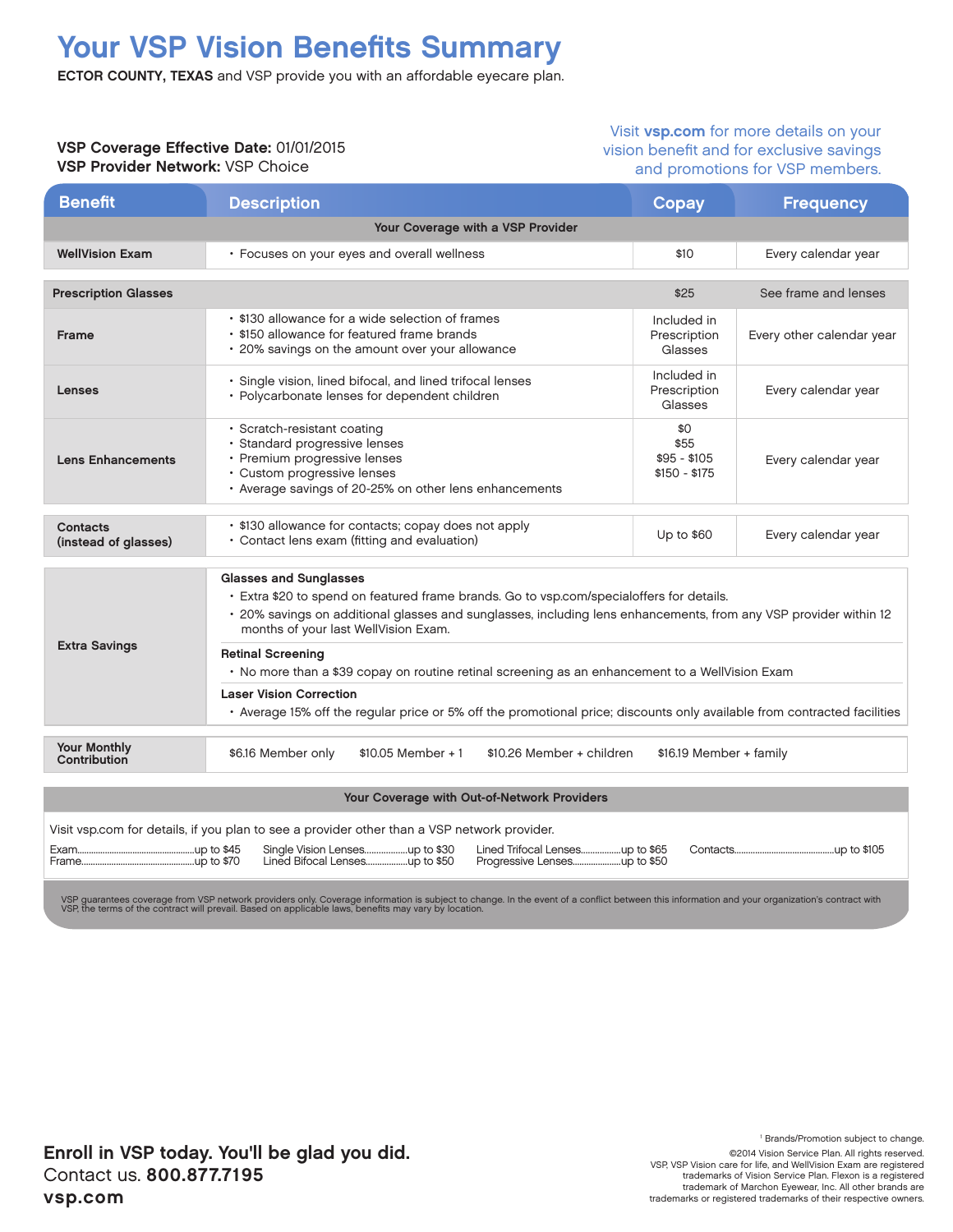# Your VSP Vision Benefits Summary

**ECTOR COUNTY, TEXAS** and VSP provide you with an affordable eyecare plan.

**VSP Coverage Effective Date:** 01/01/2015
**VSP Provider Network:** VSP Choice

Visit **vsp.com** for more details on your vision benefit and for exclusive savings and promotions for VSP members.

| Benefit | Description | Copay | Frequency |
|---|---|---|---|
| **Your Coverage with a VSP Provider** | | | |
| **WellVision Exam** | • Focuses on your eyes and overall wellness | $10 | Every calendar year |
| **Prescription Glasses** | | $25 | See frame and lenses |
| **Frame** | • $130 allowance for a wide selection of frames<br>• $150 allowance for featured frame brands<br>• 20% savings on the amount over your allowance | Included in Prescription Glasses | Every other calendar year |
| **Lenses** | • Single vision, lined bifocal, and lined trifocal lenses<br>• Polycarbonate lenses for dependent children | Included in Prescription Glasses | Every calendar year |
| **Lens Enhancements** | • Scratch-resistant coating<br>• Standard progressive lenses<br>• Premium progressive lenses<br>• Custom progressive lenses<br>• Average savings of 20-25% on other lens enhancements | $0<br>$55<br>$95 - $105<br>$150 - $175 | Every calendar year |
| **Contacts (instead of glasses)** | • $130 allowance for contacts; copay does not apply<br>• Contact lens exam (fitting and evaluation) | Up to $60 | Every calendar year |
| **Extra Savings** | **Glasses and Sunglasses**<br>• Extra $20 to spend on featured frame brands. Go to vsp.com/specialoffers for details.<br>• 20% savings on additional glasses and sunglasses, including lens enhancements, from any VSP provider within 12 months of your last WellVision Exam.<br>**Retinal Screening**<br>• No more than a $39 copay on routine retinal screening as an enhancement to a WellVision Exam<br>**Laser Vision Correction**<br>• Average 15% off the regular price or 5% off the promotional price; discounts only available from contracted facilities | | |
| **Your Monthly Contribution** | $6.16 Member only &nbsp; $10.05 Member + 1 &nbsp; $10.26 Member + children &nbsp; $16.19 Member + family | | |

**Your Coverage with Out-of-Network Providers**

Visit vsp.com for details, if you plan to see a provider other than a VSP network provider.

| | | | |
|---|---|---|---|
| Exam....up to $45 | Single Vision Lenses....up to $30 | Lined Trifocal Lenses....up to $65 | Contacts....up to $105 |
| Frame....up to $70 | Lined Bifocal Lenses....up to $50 | Progressive Lenses....up to $50 | |

VSP guarantees coverage from VSP network providers only. Coverage information is subject to change. In the event of a conflict between this information and your organization's contract with VSP, the terms of the contract will prevail. Based on applicable laws, benefits may vary by location.

**Enroll in VSP today. You'll be glad you did.**
Contact us. **800.877.7195**
**vsp.com**

[1] Brands/Promotion subject to change.
©2014 Vision Service Plan. All rights reserved.
VSP, VSP Vision care for life, and WellVision Exam are registered trademarks of Vision Service Plan. Flexon is a registered trademark of Marchon Eyewear, Inc. All other brands are trademarks or registered trademarks of their respective owners.